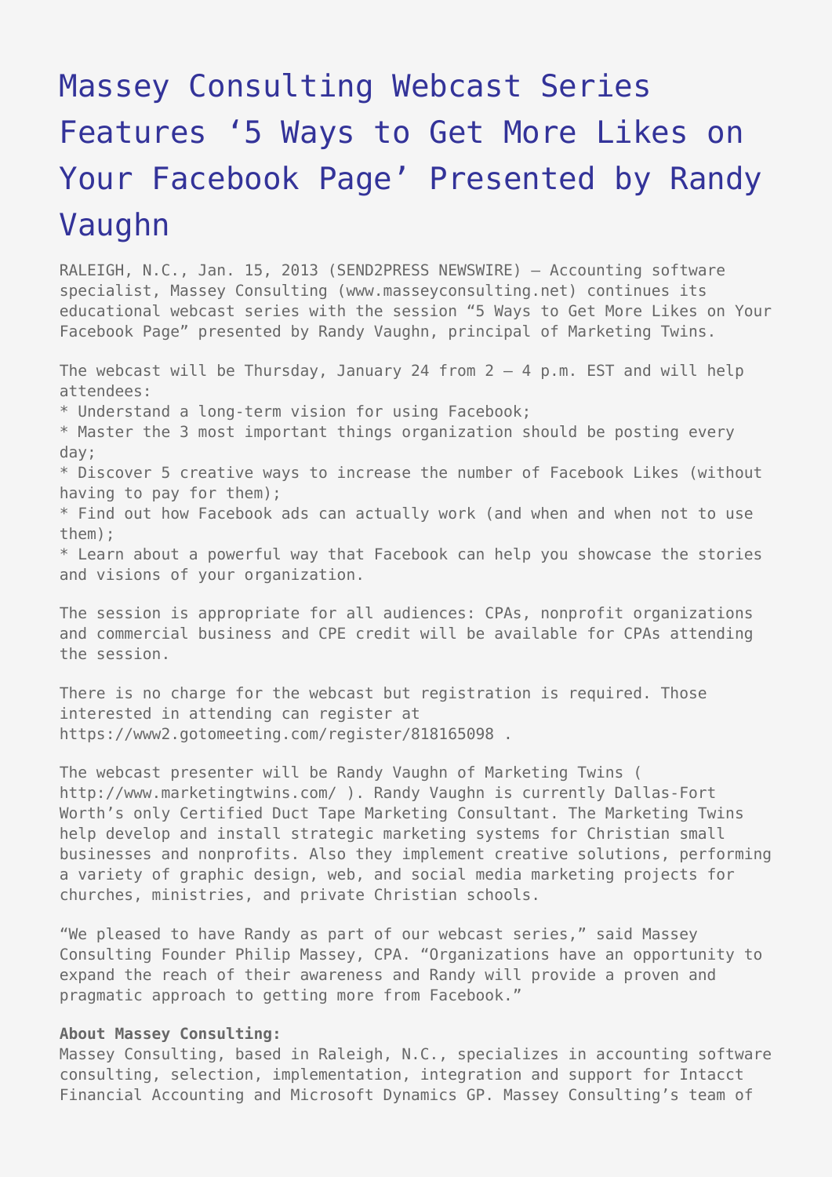# Massey Consulting Webcast Series Features '5 Ways to Get More Likes on Your Facebook Page' Presented by Randy Vaughn

RALEIGH, N.C., Jan. 15, 2013 (SEND2PRESS NEWSWIRE) — Accounting software specialist, Massey Consulting (www.masseyconsulting.net) continues its educational webcast series with the session "5 Ways to Get More Likes on Your Facebook Page" presented by Randy Vaughn, principal of Marketing Twins.

The webcast will be Thursday, January 24 from 2 – 4 p.m. EST and will help attendees:

* Understand a long-term vision for using Facebook;
* Master the 3 most important things organization should be posting every day;
* Discover 5 creative ways to increase the number of Facebook Likes (without having to pay for them);
* Find out how Facebook ads can actually work (and when and when not to use them);
* Learn about a powerful way that Facebook can help you showcase the stories and visions of your organization.

The session is appropriate for all audiences: CPAs, nonprofit organizations and commercial business and CPE credit will be available for CPAs attending the session.

There is no charge for the webcast but registration is required. Those interested in attending can register at https://www2.gotomeeting.com/register/818165098 .

The webcast presenter will be Randy Vaughn of Marketing Twins ( http://www.marketingtwins.com/ ). Randy Vaughn is currently Dallas-Fort Worth's only Certified Duct Tape Marketing Consultant. The Marketing Twins help develop and install strategic marketing systems for Christian small businesses and nonprofits. Also they implement creative solutions, performing a variety of graphic design, web, and social media marketing projects for churches, ministries, and private Christian schools.

"We pleased to have Randy as part of our webcast series," said Massey Consulting Founder Philip Massey, CPA. "Organizations have an opportunity to expand the reach of their awareness and Randy will provide a proven and pragmatic approach to getting more from Facebook."

**About Massey Consulting:**
Massey Consulting, based in Raleigh, N.C., specializes in accounting software consulting, selection, implementation, integration and support for Intacct Financial Accounting and Microsoft Dynamics GP. Massey Consulting's team of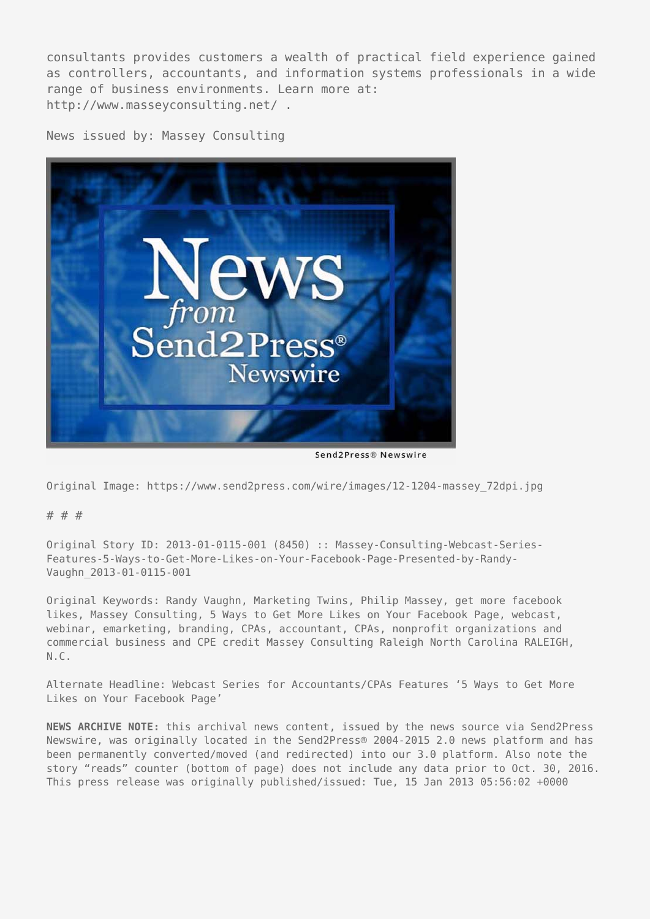consultants provides customers a wealth of practical field experience gained as controllers, accountants, and information systems professionals in a wide range of business environments. Learn more at: http://www.masseyconsulting.net/ .

News issued by: Massey Consulting

Send2Press® Newswire

Original Image: https://www.send2press.com/wire/images/12-1204-massey_72dpi.jpg

# # #

Original Story ID: 2013-01-0115-001 (8450) :: Massey-Consulting-Webcast-Series-Features-5-Ways-to-Get-More-Likes-on-Your-Facebook-Page-Presented-by-Randy-Vaughn_2013-01-0115-001

Original Keywords: Randy Vaughn, Marketing Twins, Philip Massey, get more facebook likes, Massey Consulting, 5 Ways to Get More Likes on Your Facebook Page, webcast, webinar, emarketing, branding, CPAs, accountant, CPAs, nonprofit organizations and commercial business and CPE credit Massey Consulting Raleigh North Carolina RALEIGH, N.C.

Alternate Headline: Webcast Series for Accountants/CPAs Features '5 Ways to Get More Likes on Your Facebook Page'

**NEWS ARCHIVE NOTE:** this archival news content, issued by the news source via Send2Press Newswire, was originally located in the Send2Press® 2004-2015 2.0 news platform and has been permanently converted/moved (and redirected) into our 3.0 platform. Also note the story "reads" counter (bottom of page) does not include any data prior to Oct. 30, 2016. This press release was originally published/issued: Tue, 15 Jan 2013 05:56:02 +0000